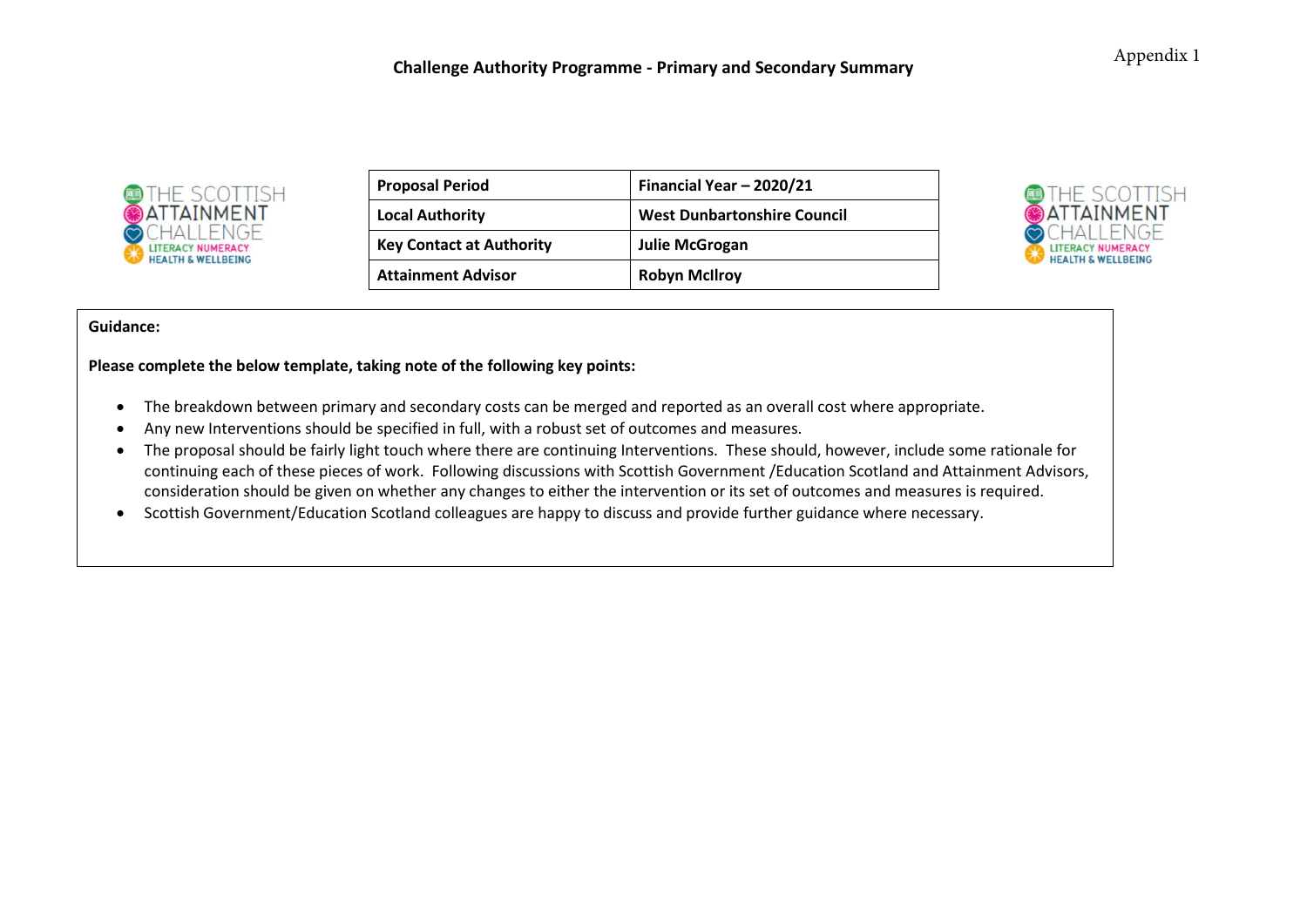Appendix 1

# Challenge Authority Programme - Primary and Secondary Summary

THE SCOTTISH ATTAINMENT CHALLENGE
LITERACY NUMERACY HEALTH & WELLBEING

| Proposal Period | Financial Year – 2020/21 |
| --- | --- |
| Local Authority | West Dunbartonshire Council |
| Key Contact at Authority | Julie McGrogan |
| Attainment Advisor | Robyn McIlroy |

**Guidance:**

**Please complete the below template, taking note of the following key points:**

- The breakdown between primary and secondary costs can be merged and reported as an overall cost where appropriate.
- Any new Interventions should be specified in full, with a robust set of outcomes and measures.
- The proposal should be fairly light touch where there are continuing Interventions. These should, however, include some rationale for continuing each of these pieces of work. Following discussions with Scottish Government /Education Scotland and Attainment Advisors, consideration should be given on whether any changes to either the intervention or its set of outcomes and measures is required.
- Scottish Government/Education Scotland colleagues are happy to discuss and provide further guidance where necessary.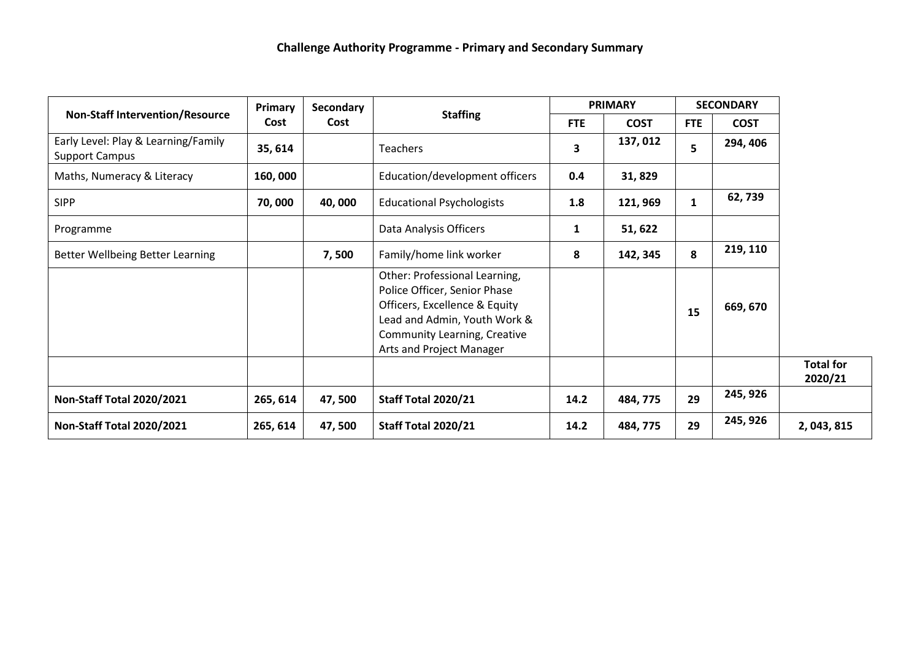**Challenge Authority Programme - Primary and Secondary Summary**

| Non-Staff Intervention/Resource | Primary Cost | Secondary Cost | Staffing | PRIMARY | | SECONDARY | | |
|---|---|---|---|---|---|---|---|---|
| | | | | FTE | COST | FTE | COST | |
| Early Level: Play & Learning/Family Support Campus | **35, 614** | | Teachers | **3** | **137, 012** | **5** | **294, 406** | |
| Maths, Numeracy & Literacy | **160, 000** | | Education/development officers | **0.4** | **31, 829** | | | |
| SIPP | **70, 000** | **40, 000** | Educational Psychologists | **1.8** | **121, 969** | **1** | **62, 739** | |
| Programme | | | Data Analysis Officers | **1** | **51, 622** | | | |
| Better Wellbeing Better Learning | | **7, 500** | Family/home link worker | **8** | **142, 345** | **8** | **219, 110** | |
| | | | Other: Professional Learning, Police Officer, Senior Phase Officers, Excellence & Equity Lead and Admin, Youth Work & Community Learning, Creative Arts and Project Manager | | | **15** | **669, 670** | |
| | | | | | | | | **Total for 2020/21** |
| **Non-Staff Total 2020/2021** | **265, 614** | **47, 500** | **Staff Total 2020/21** | **14.2** | **484, 775** | **29** | **245, 926** | |
| **Non-Staff Total 2020/2021** | **265, 614** | **47, 500** | **Staff Total 2020/21** | **14.2** | **484, 775** | **29** | **245, 926** | **2, 043, 815** |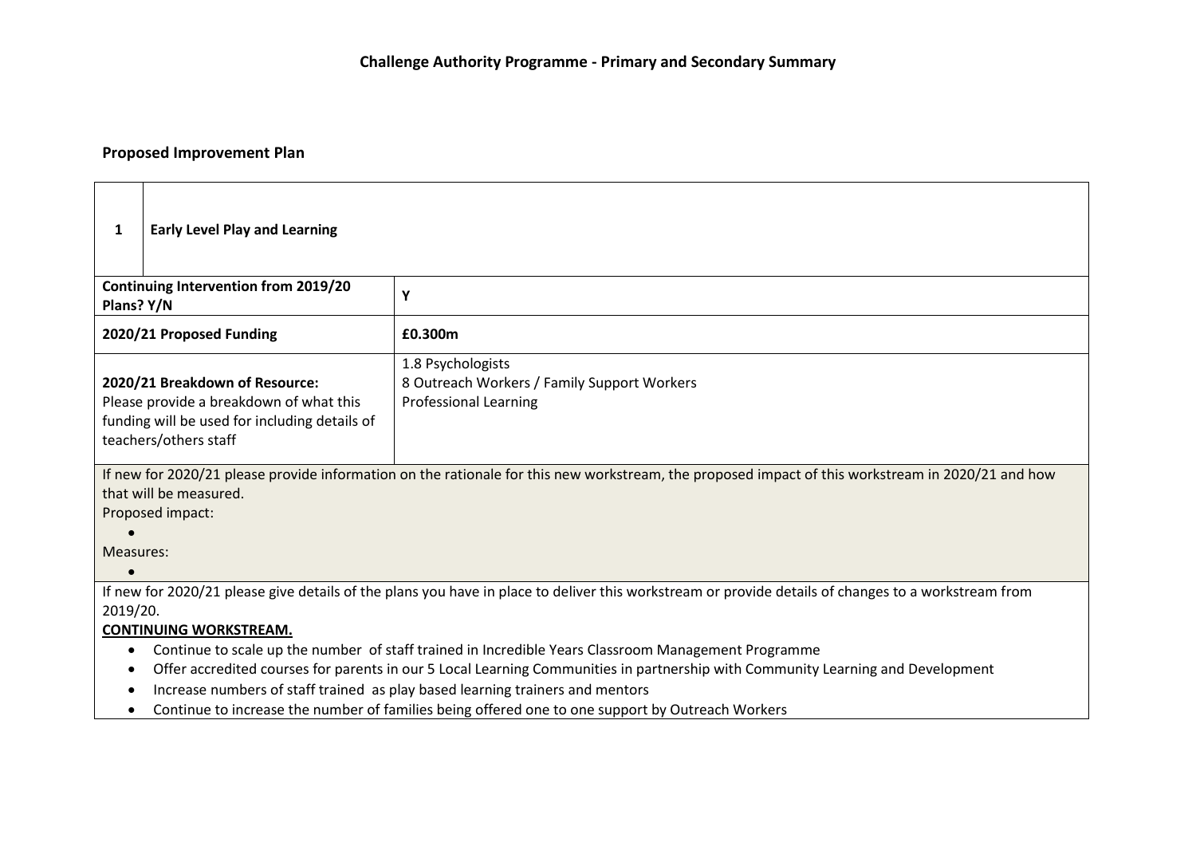## Challenge Authority Programme - Primary and Secondary Summary

### Proposed Improvement Plan

| **1** | **Early Level Play and Learning** |
|---|---|
| **Continuing Intervention from 2019/20 Plans? Y/N** | **Y** |
| **2020/21 Proposed Funding** | **£0.300m** |
| **2020/21 Breakdown of Resource:** Please provide a breakdown of what this funding will be used for including details of teachers/others staff | 1.8 Psychologists<br>8 Outreach Workers / Family Support Workers<br>Professional Learning |

If new for 2020/21 please provide information on the rationale for this new workstream, the proposed impact of this workstream in 2020/21 and how that will be measured.

Proposed impact:

-

Measures:

-

If new for 2020/21 please give details of the plans you have in place to deliver this workstream or provide details of changes to a workstream from 2019/20.

**CONTINUING WORKSTREAM.**

- Continue to scale up the number of staff trained in Incredible Years Classroom Management Programme
- Offer accredited courses for parents in our 5 Local Learning Communities in partnership with Community Learning and Development
- Increase numbers of staff trained as play based learning trainers and mentors
- Continue to increase the number of families being offered one to one support by Outreach Workers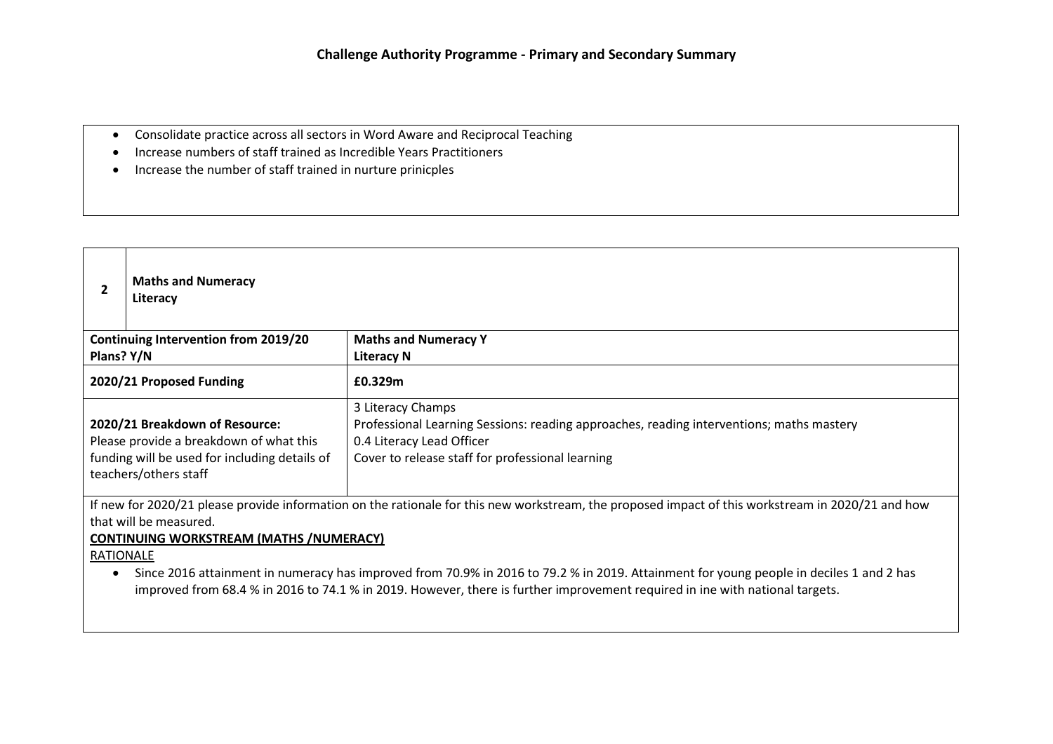## Challenge Authority Programme - Primary and Secondary Summary

- Consolidate practice across all sectors in Word Aware and Reciprocal Teaching
- Increase numbers of staff trained as Incredible Years Practitioners
- Increase the number of staff trained in nurture prinicples

| **2** | **Maths and Numeracy**<br>**Literacy** |
|---|---|
| **Continuing Intervention from 2019/20 Plans? Y/N** | **Maths and Numeracy Y**<br>**Literacy N** |
| **2020/21 Proposed Funding** | **£0.329m** |
| **2020/21 Breakdown of Resource:**<br>Please provide a breakdown of what this funding will be used for including details of teachers/others staff | 3 Literacy Champs<br>Professional Learning Sessions: reading approaches, reading interventions; maths mastery<br>0.4 Literacy Lead Officer<br>Cover to release staff for professional learning |

If new for 2020/21 please provide information on the rationale for this new workstream, the proposed impact of this workstream in 2020/21 and how that will be measured.

**CONTINUING WORKSTREAM (MATHS /NUMERACY)**

RATIONALE

- Since 2016 attainment in numeracy has improved from 70.9% in 2016 to 79.2 % in 2019. Attainment for young people in deciles 1 and 2 has improved from 68.4 % in 2016 to 74.1 % in 2019. However, there is further improvement required in ine with national targets.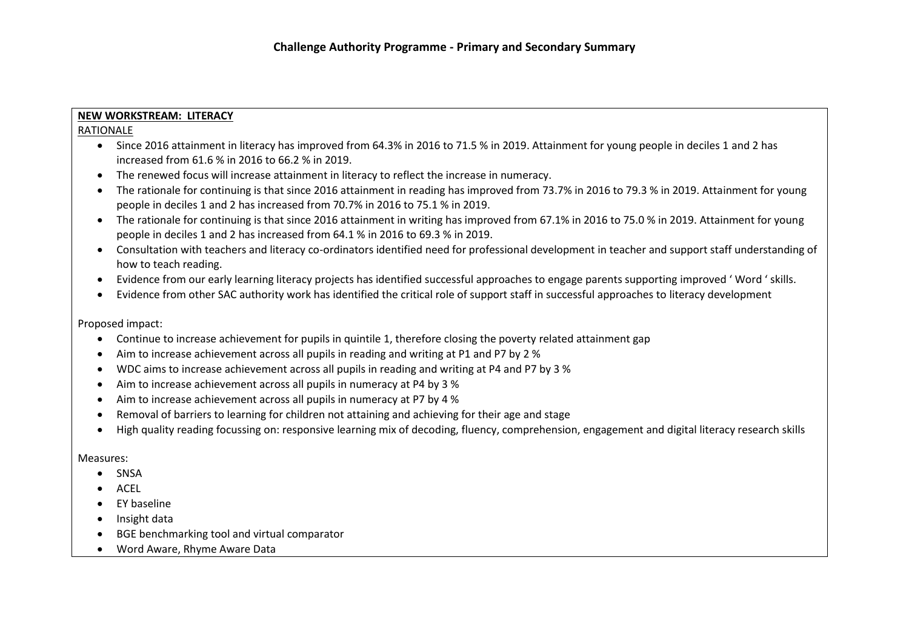## Challenge Authority Programme - Primary and Secondary Summary

**NEW WORKSTREAM: LITERACY**

RATIONALE

- Since 2016 attainment in literacy has improved from 64.3% in 2016 to 71.5 % in 2019. Attainment for young people in deciles 1 and 2 has increased from 61.6 % in 2016 to 66.2 % in 2019.
- The renewed focus will increase attainment in literacy to reflect the increase in numeracy.
- The rationale for continuing is that since 2016 attainment in reading has improved from 73.7% in 2016 to 79.3 % in 2019. Attainment for young people in deciles 1 and 2 has increased from 70.7% in 2016 to 75.1 % in 2019.
- The rationale for continuing is that since 2016 attainment in writing has improved from 67.1% in 2016 to 75.0 % in 2019. Attainment for young people in deciles 1 and 2 has increased from 64.1 % in 2016 to 69.3 % in 2019.
- Consultation with teachers and literacy co-ordinators identified need for professional development in teacher and support staff understanding of how to teach reading.
- Evidence from our early learning literacy projects has identified successful approaches to engage parents supporting improved ' Word ' skills.
- Evidence from other SAC authority work has identified the critical role of support staff in successful approaches to literacy development

Proposed impact:

- Continue to increase achievement for pupils in quintile 1, therefore closing the poverty related attainment gap
- Aim to increase achievement across all pupils in reading and writing at P1 and P7 by 2 %
- WDC aims to increase achievement across all pupils in reading and writing at P4 and P7 by 3 %
- Aim to increase achievement across all pupils in numeracy at P4 by 3 %
- Aim to increase achievement across all pupils in numeracy at P7 by 4 %
- Removal of barriers to learning for children not attaining and achieving for their age and stage
- High quality reading focussing on: responsive learning mix of decoding, fluency, comprehension, engagement and digital literacy research skills

Measures:

- SNSA
- ACEL
- EY baseline
- Insight data
- BGE benchmarking tool and virtual comparator
- Word Aware, Rhyme Aware Data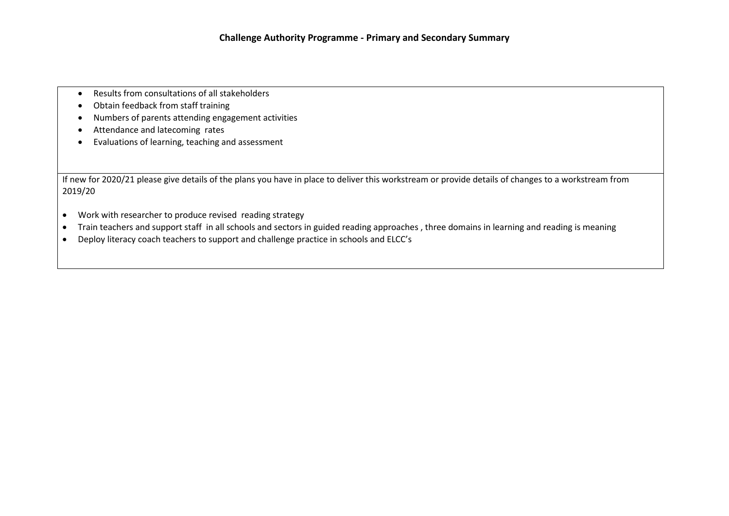**Challenge Authority Programme - Primary and Secondary Summary**

| |
|---|
| • Results from consultations of all stakeholders<br>• Obtain feedback from staff training<br>• Numbers of parents attending engagement activities<br>• Attendance and latecoming rates<br>• Evaluations of learning, teaching and assessment |
| If new for 2020/21 please give details of the plans you have in place to deliver this workstream or provide details of changes to a workstream from 2019/20<br><br>• Work with researcher to produce revised reading strategy<br>• Train teachers and support staff in all schools and sectors in guided reading approaches , three domains in learning and reading is meaning<br>• Deploy literacy coach teachers to support and challenge practice in schools and ELCC's |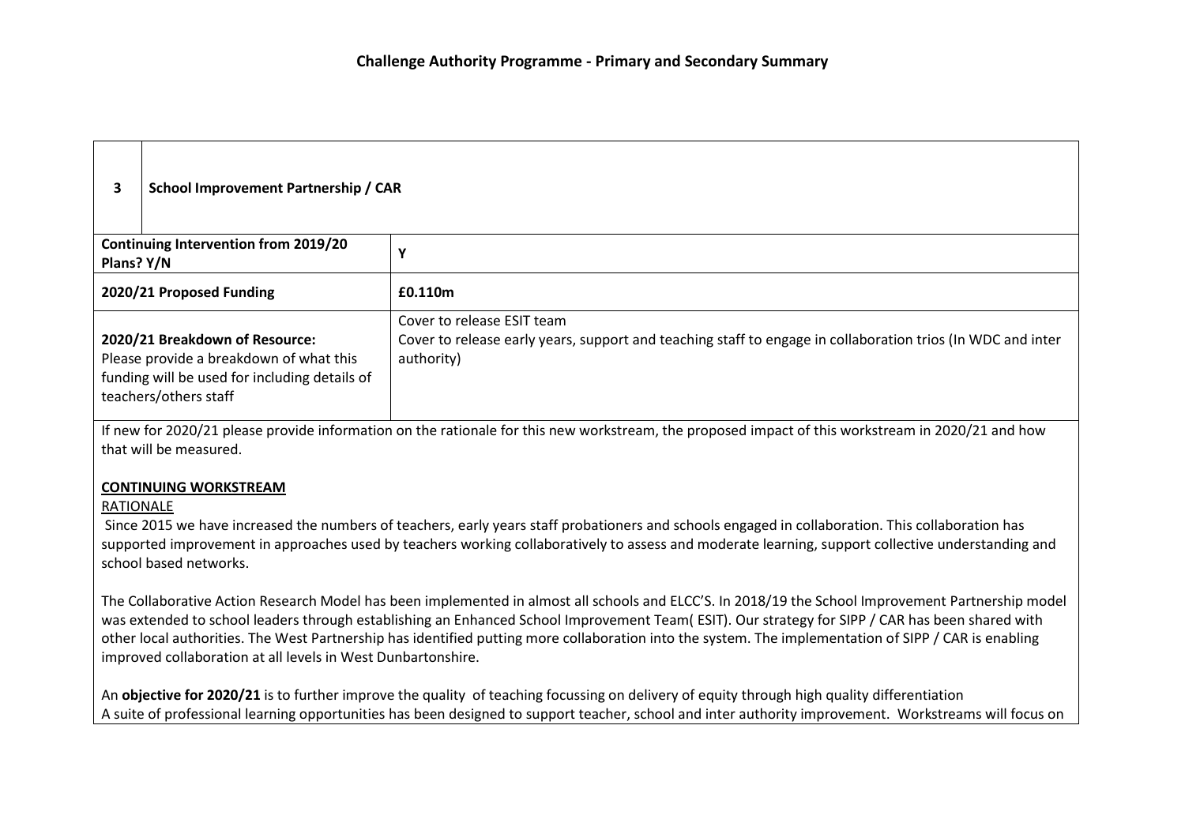## Challenge Authority Programme - Primary and Secondary Summary

| 3 | School Improvement Partnership / CAR |
|---|---|
| **Continuing Intervention from 2019/20 Plans? Y/N** | **Y** |
| **2020/21 Proposed Funding** | **£0.110m** |
| **2020/21 Breakdown of Resource:** Please provide a breakdown of what this funding will be used for including details of teachers/others staff | Cover to release ESIT team<br>Cover to release early years, support and teaching staff to engage in collaboration trios (In WDC and inter authority) |

If new for 2020/21 please provide information on the rationale for this new workstream, the proposed impact of this workstream in 2020/21 and how that will be measured.

**CONTINUING WORKSTREAM**

RATIONALE

Since 2015 we have increased the numbers of teachers, early years staff probationers and schools engaged in collaboration. This collaboration has supported improvement in approaches used by teachers working collaboratively to assess and moderate learning, support collective understanding and school based networks.

The Collaborative Action Research Model has been implemented in almost all schools and ELCC'S. In 2018/19 the School Improvement Partnership model was extended to school leaders through establishing an Enhanced School Improvement Team( ESIT). Our strategy for SIPP / CAR has been shared with other local authorities. The West Partnership has identified putting more collaboration into the system. The implementation of SIPP / CAR is enabling improved collaboration at all levels in West Dunbartonshire.

An **objective for 2020/21** is to further improve the quality of teaching focussing on delivery of equity through high quality differentiation

A suite of professional learning opportunities has been designed to support teacher, school and inter authority improvement. Workstreams will focus on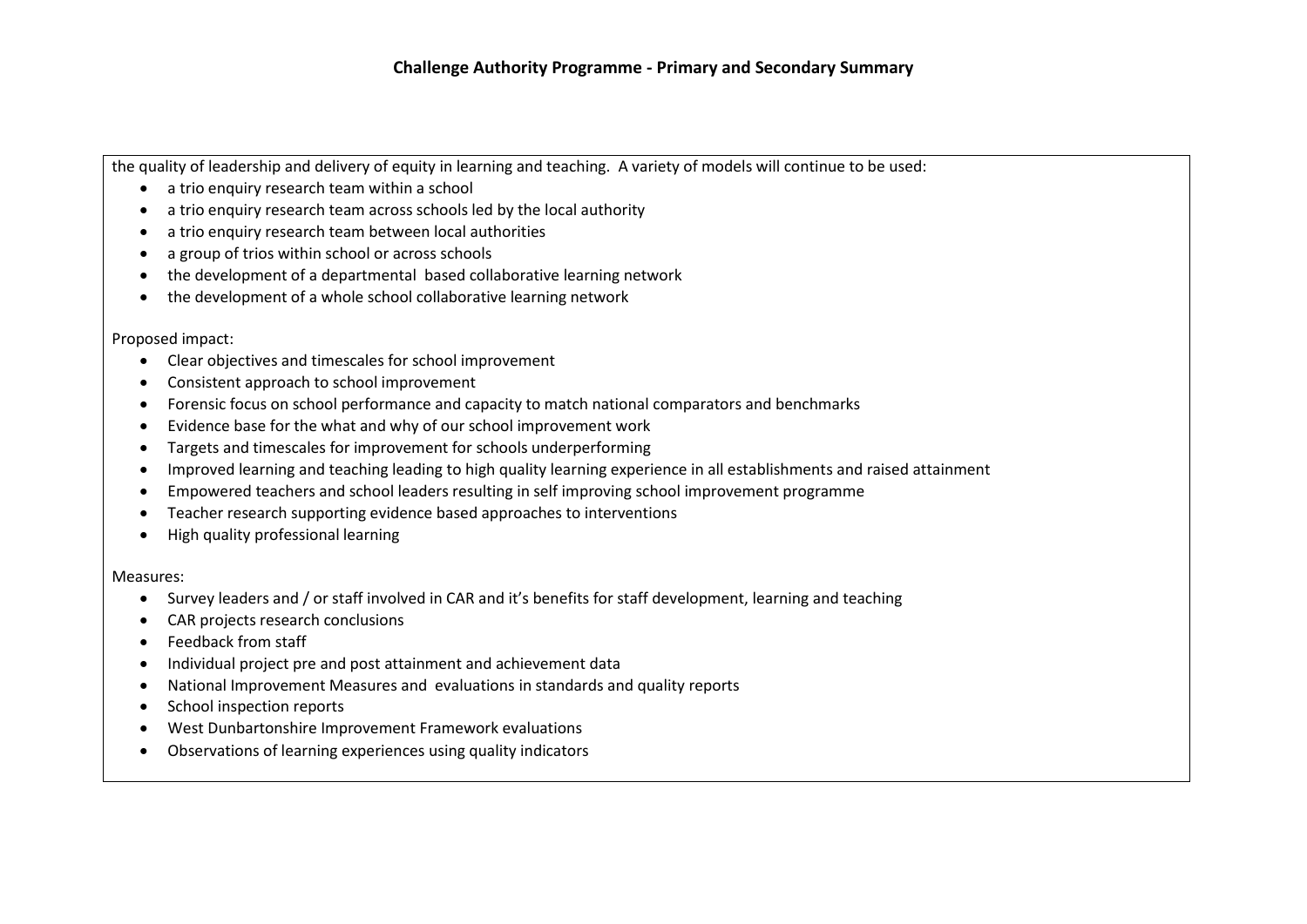the quality of leadership and delivery of equity in learning and teaching. A variety of models will continue to be used:

- a trio enquiry research team within a school
- a trio enquiry research team across schools led by the local authority
- a trio enquiry research team between local authorities
- a group of trios within school or across schools
- the development of a departmental based collaborative learning network
- the development of a whole school collaborative learning network

Proposed impact:

- Clear objectives and timescales for school improvement
- Consistent approach to school improvement
- Forensic focus on school performance and capacity to match national comparators and benchmarks
- Evidence base for the what and why of our school improvement work
- Targets and timescales for improvement for schools underperforming
- Improved learning and teaching leading to high quality learning experience in all establishments and raised attainment
- Empowered teachers and school leaders resulting in self improving school improvement programme
- Teacher research supporting evidence based approaches to interventions
- High quality professional learning

Measures:

- Survey leaders and / or staff involved in CAR and it's benefits for staff development, learning and teaching
- CAR projects research conclusions
- Feedback from staff
- Individual project pre and post attainment and achievement data
- National Improvement Measures and evaluations in standards and quality reports
- School inspection reports
- West Dunbartonshire Improvement Framework evaluations
- Observations of learning experiences using quality indicators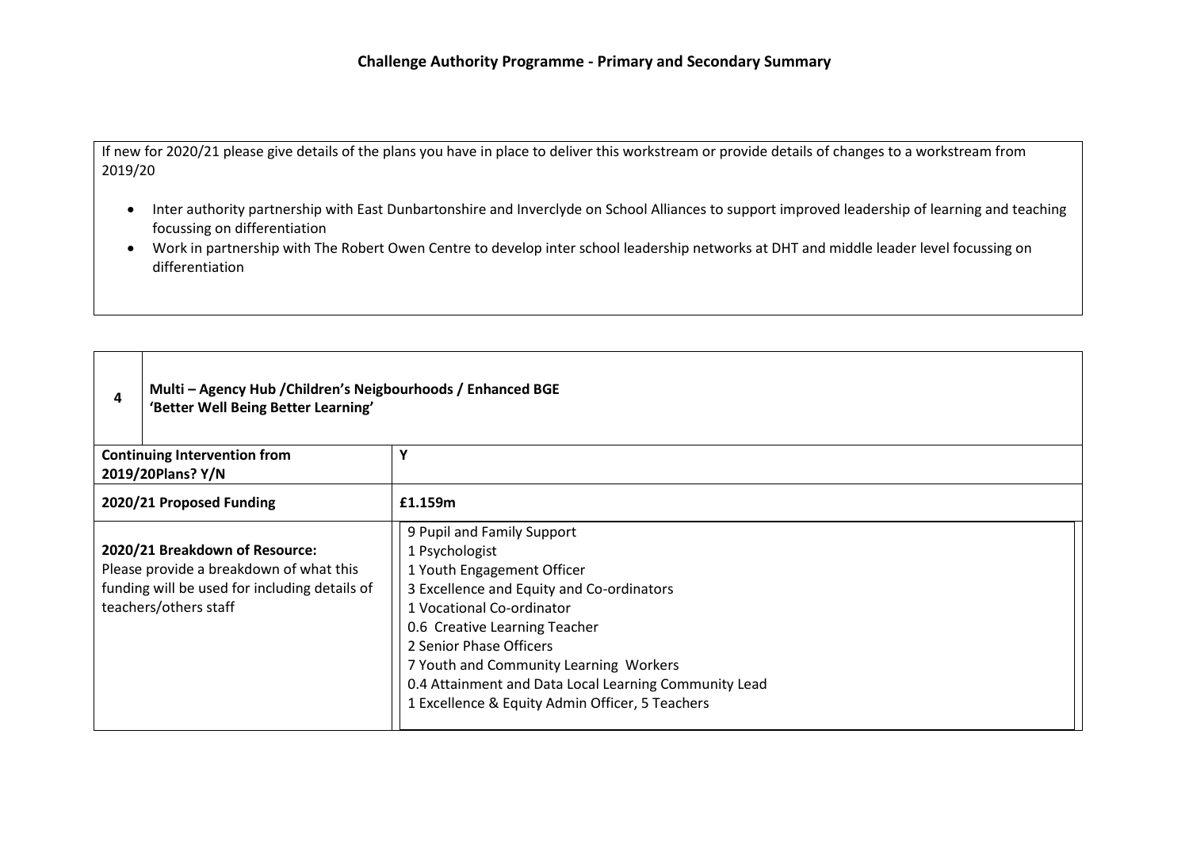## Challenge Authority Programme - Primary and Secondary Summary

| If new for 2020/21 please give details of the plans you have in place to deliver this workstream or provide details of changes to a workstream from 2019/20 |
|---|
| • Inter authority partnership with East Dunbartonshire and Inverclyde on School Alliances to support improved leadership of learning and teaching focussing on differentiation<br>• Work in partnership with The Robert Owen Centre to develop inter school leadership networks at DHT and middle leader level focussing on differentiation |

| 4 | Multi – Agency Hub /Children's Neigbourhoods / Enhanced BGE 'Better Well Being Better Learning' |
|---|---|
| **Continuing Intervention from 2019/20Plans? Y/N** | **Y** |
| **2020/21 Proposed Funding** | **£1.159m** |
| **2020/21 Breakdown of Resource:** Please provide a breakdown of what this funding will be used for including details of teachers/others staff | 9 Pupil and Family Support<br>1 Psychologist<br>1 Youth Engagement Officer<br>3 Excellence and Equity and Co-ordinators<br>1 Vocational Co-ordinator<br>0.6 Creative Learning Teacher<br>2 Senior Phase Officers<br>7 Youth and Community Learning Workers<br>0.4 Attainment and Data Local Learning Community Lead<br>1 Excellence & Equity Admin Officer, 5 Teachers |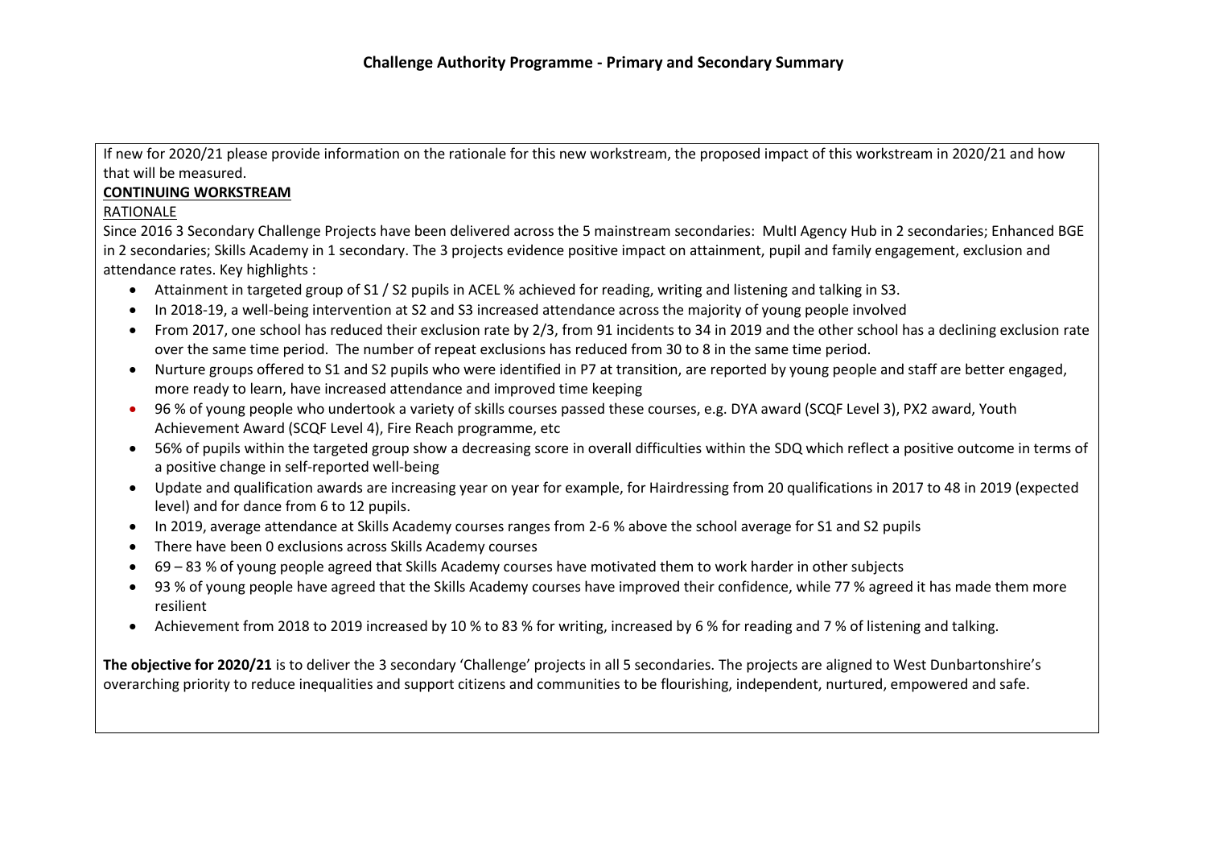## Challenge Authority Programme - Primary and Secondary Summary

If new for 2020/21 please provide information on the rationale for this new workstream, the proposed impact of this workstream in 2020/21 and how that will be measured.

**CONTINUING WORKSTREAM**

RATIONALE

Since 2016 3 Secondary Challenge Projects have been delivered across the 5 mainstream secondaries: MultI Agency Hub in 2 secondaries; Enhanced BGE in 2 secondaries; Skills Academy in 1 secondary. The 3 projects evidence positive impact on attainment, pupil and family engagement, exclusion and attendance rates. Key highlights :

- Attainment in targeted group of S1 / S2 pupils in ACEL % achieved for reading, writing and listening and talking in S3.
- In 2018-19, a well-being intervention at S2 and S3 increased attendance across the majority of young people involved
- From 2017, one school has reduced their exclusion rate by 2/3, from 91 incidents to 34 in 2019 and the other school has a declining exclusion rate over the same time period. The number of repeat exclusions has reduced from 30 to 8 in the same time period.
- Nurture groups offered to S1 and S2 pupils who were identified in P7 at transition, are reported by young people and staff are better engaged, more ready to learn, have increased attendance and improved time keeping
- 96 % of young people who undertook a variety of skills courses passed these courses, e.g. DYA award (SCQF Level 3), PX2 award, Youth Achievement Award (SCQF Level 4), Fire Reach programme, etc
- 56% of pupils within the targeted group show a decreasing score in overall difficulties within the SDQ which reflect a positive outcome in terms of a positive change in self-reported well-being
- Update and qualification awards are increasing year on year for example, for Hairdressing from 20 qualifications in 2017 to 48 in 2019 (expected level) and for dance from 6 to 12 pupils.
- In 2019, average attendance at Skills Academy courses ranges from 2-6 % above the school average for S1 and S2 pupils
- There have been 0 exclusions across Skills Academy courses
- 69 – 83 % of young people agreed that Skills Academy courses have motivated them to work harder in other subjects
- 93 % of young people have agreed that the Skills Academy courses have improved their confidence, while 77 % agreed it has made them more resilient
- Achievement from 2018 to 2019 increased by 10 % to 83 % for writing, increased by 6 % for reading and 7 % of listening and talking.

**The objective for 2020/21** is to deliver the 3 secondary 'Challenge' projects in all 5 secondaries. The projects are aligned to West Dunbartonshire's overarching priority to reduce inequalities and support citizens and communities to be flourishing, independent, nurtured, empowered and safe.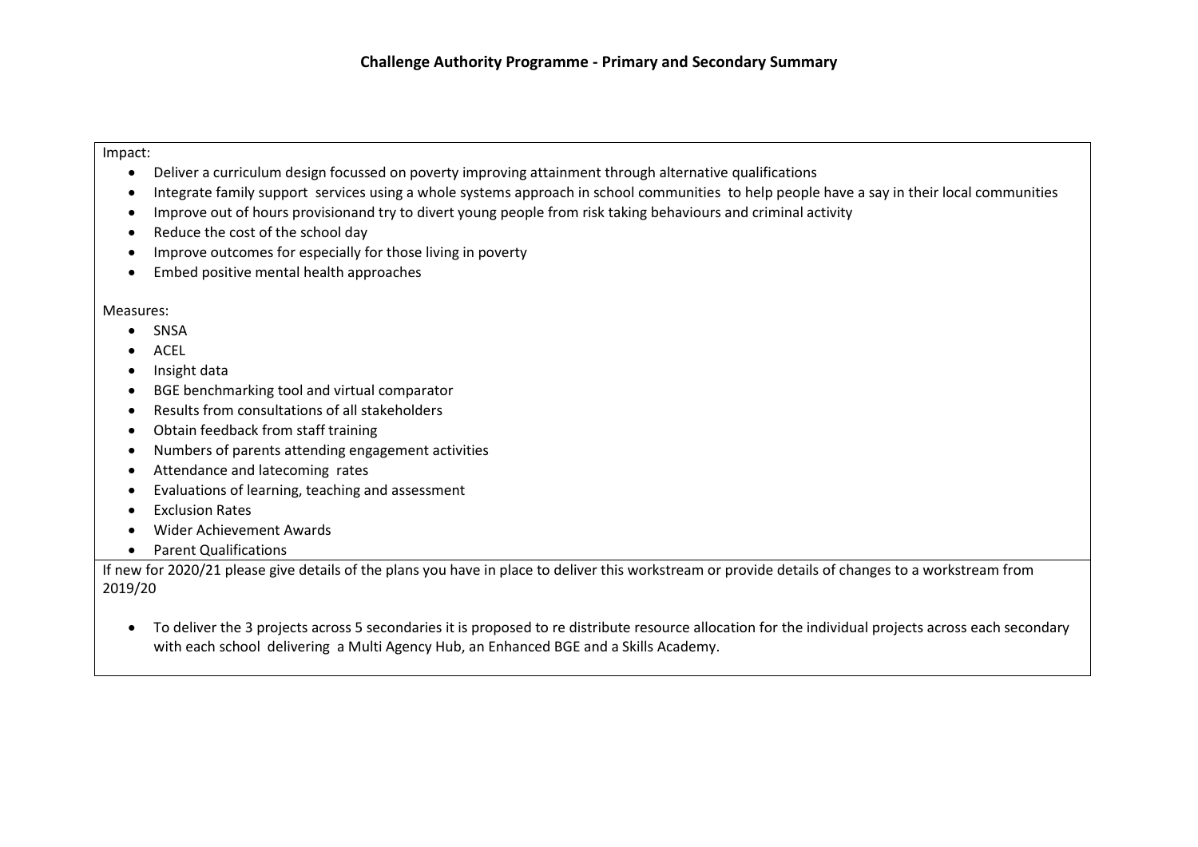## Challenge Authority Programme - Primary and Secondary Summary

Impact:

- Deliver a curriculum design focussed on poverty improving attainment through alternative qualifications
- Integrate family support services using a whole systems approach in school communities to help people have a say in their local communities
- Improve out of hours provisionand try to divert young people from risk taking behaviours and criminal activity
- Reduce the cost of the school day
- Improve outcomes for especially for those living in poverty
- Embed positive mental health approaches

Measures:

- SNSA
- ACEL
- Insight data
- BGE benchmarking tool and virtual comparator
- Results from consultations of all stakeholders
- Obtain feedback from staff training
- Numbers of parents attending engagement activities
- Attendance and latecoming rates
- Evaluations of learning, teaching and assessment
- Exclusion Rates
- Wider Achievement Awards
- Parent Qualifications

If new for 2020/21 please give details of the plans you have in place to deliver this workstream or provide details of changes to a workstream from 2019/20

- To deliver the 3 projects across 5 secondaries it is proposed to re distribute resource allocation for the individual projects across each secondary with each school delivering a Multi Agency Hub, an Enhanced BGE and a Skills Academy.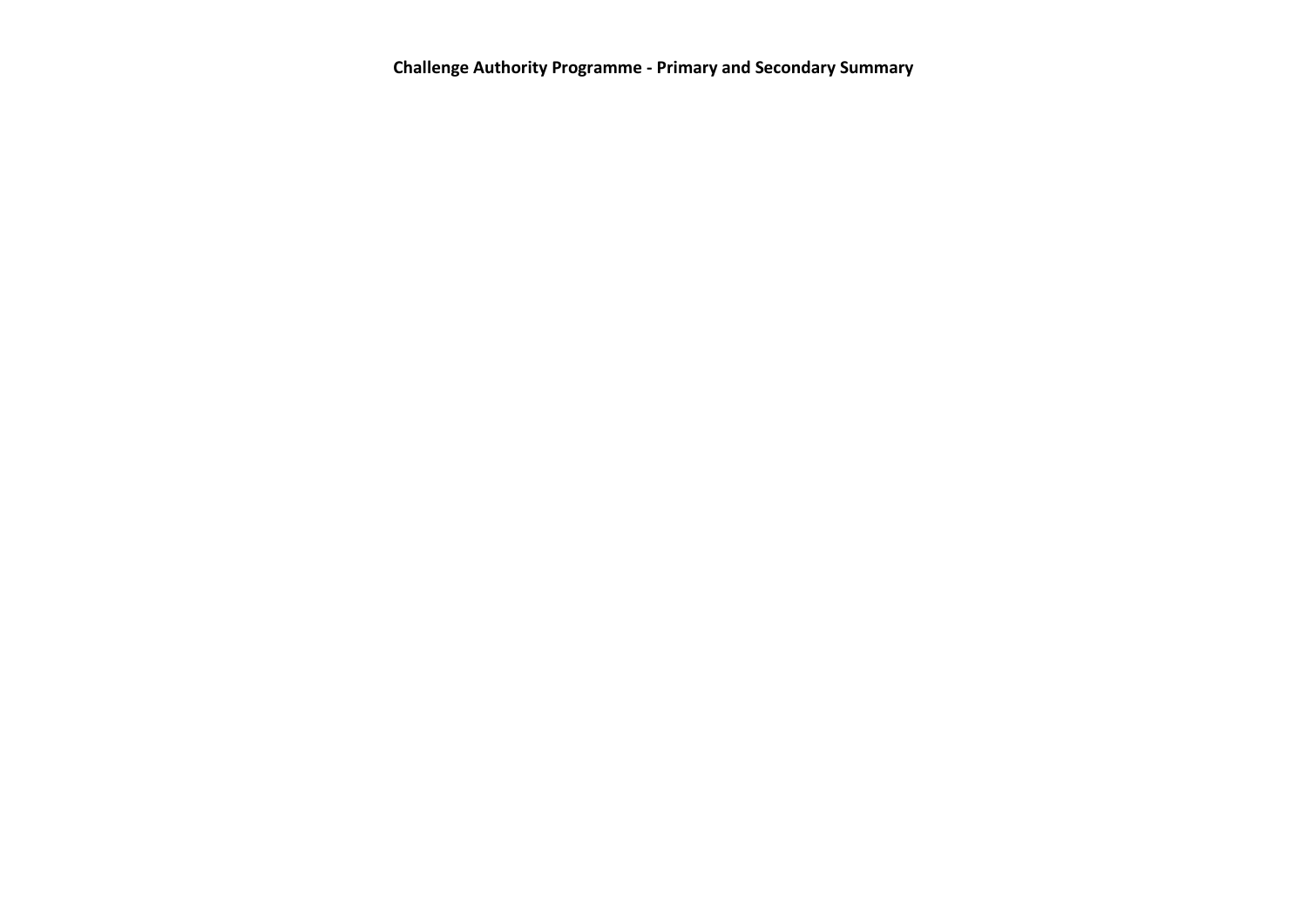**Challenge Authority Programme - Primary and Secondary Summary**